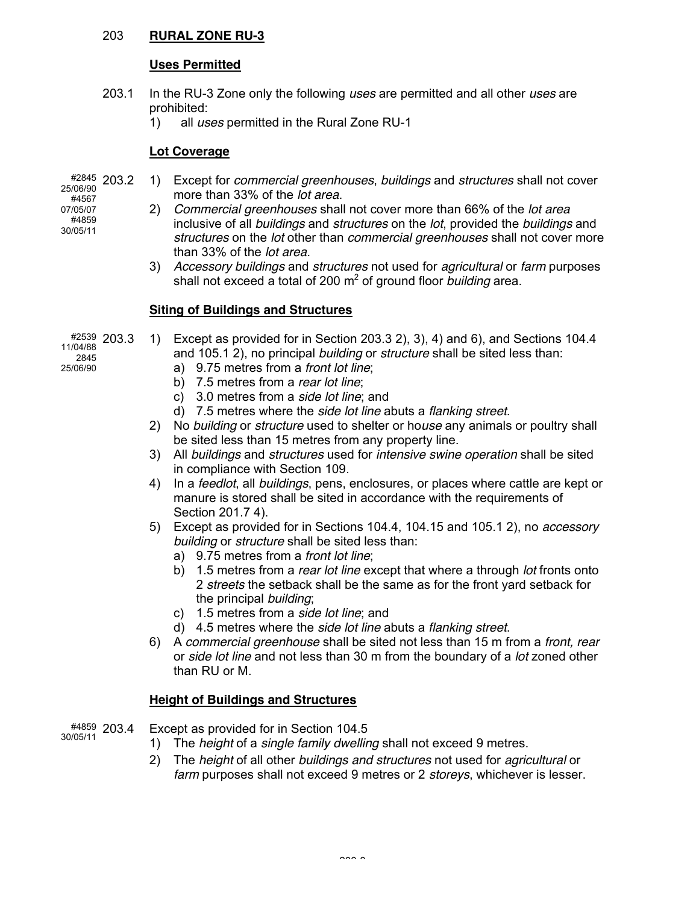## 203 RURAL ZONE RU-3

### Uses Permitted

203.1 In the RU-3 Zone only the following *uses* are permitted and all other *uses* are prohibited:

1) all *uses* permitted in the Rural Zone RU-1

### Lot Coverage

#2845 25/06/90 #4567 07/05/07 #4859 30/05/11

203.2

1) Except for *commercial greenhouses*, *buildings* and *structures* shall not cover more than 33% of the *lot area*.
2) *Commercial greenhouses* shall not cover more than 66% of the *lot area* inclusive of all *buildings* and *structures* on the *lot*, provided the *buildings* and *structures* on the *lot* other than *commercial greenhouses* shall not cover more than 33% of the *lot area*.
3) *Accessory buildings* and *structures* not used for *agricultural* or *farm* purposes shall not exceed a total of 200 m$^2$ of ground floor *building* area.

### Siting of Buildings and Structures

#2539 11/04/88 2845 25/06/90

203.3

1) Except as provided for in Section 203.3 2), 3), 4) and 6), and Sections 104.4 and 105.1 2), no principal *building* or *structure* shall be sited less than:
   a) 9.75 metres from a *front lot line*;
   b) 7.5 metres from a *rear lot line*;
   c) 3.0 metres from a *side lot line*; and
   d) 7.5 metres where the *side lot line* abuts a *flanking street*.
2) No *building* or *structure* used to shelter or ho*use* any animals or poultry shall be sited less than 15 metres from any property line.
3) All *buildings* and *structures* used for *intensive swine operation* shall be sited in compliance with Section 109.
4) In a *feedlot*, all *buildings*, pens, enclosures, or places where cattle are kept or manure is stored shall be sited in accordance with the requirements of Section 201.7 4).
5) Except as provided for in Sections 104.4, 104.15 and 105.1 2), no *accessory building* or *structure* shall be sited less than:
   a) 9.75 metres from a *front lot line*;
   b) 1.5 metres from a *rear lot line* except that where a through *lot* fronts onto 2 *streets* the setback shall be the same as for the front yard setback for the principal *building*;
   c) 1.5 metres from a *side lot line*; and
   d) 4.5 metres where the *side lot line* abuts a *flanking street.*
6) A *commercial greenhouse* shall be sited not less than 15 m from a *front, rear* or *side lot line* and not less than 30 m from the boundary of a *lot* zoned other than RU or M.

### Height of Buildings and Structures

#4859 30/05/11

203.4 Except as provided for in Section 104.5

1) The *height* of a *single family dwelling* shall not exceed 9 metres.
2) The *height* of all other *buildings and structures* not used for *agricultural* or *farm* purposes shall not exceed 9 metres or 2 *storeys*, whichever is lesser.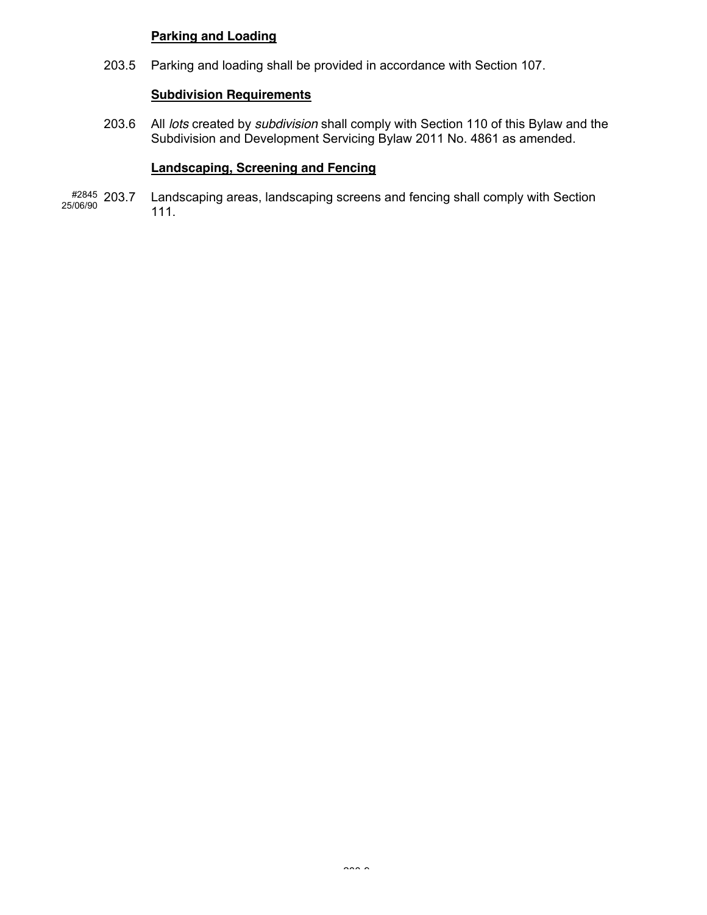**Parking and Loading**

203.5 Parking and loading shall be provided in accordance with Section 107.

**Subdivision Requirements**

203.6 All *lots* created by *subdivision* shall comply with Section 110 of this Bylaw and the Subdivision and Development Servicing Bylaw 2011 No. 4861 as amended.

**Landscaping, Screening and Fencing**

#2845 25/06/90 203.7 Landscaping areas, landscaping screens and fencing shall comply with Section 111.